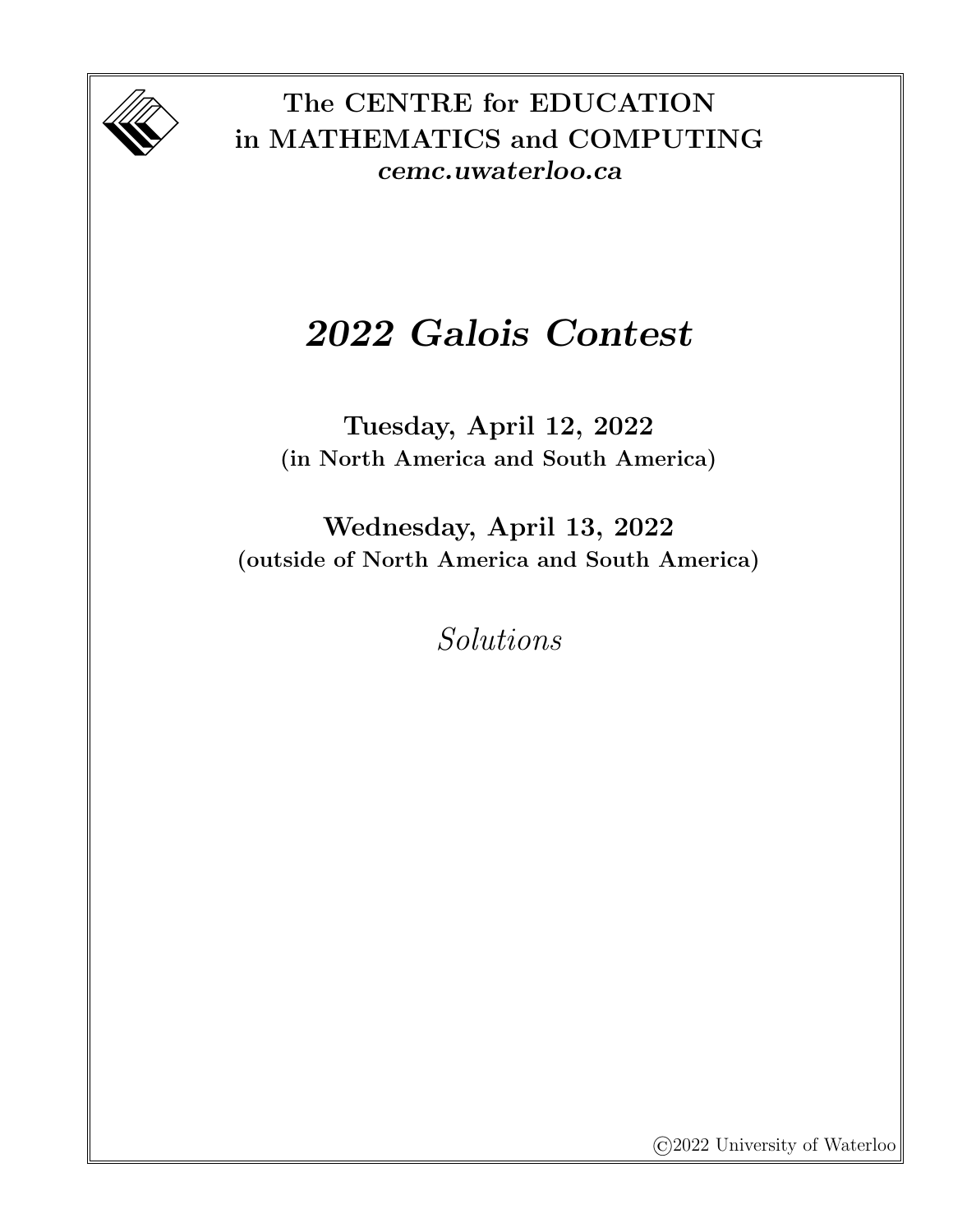**The CENTRE for EDUCATION in MATHEMATICS and COMPUTING**
***cemc.uwaterloo.ca***

# *2022 Galois Contest*

**Tuesday, April 12, 2022**
**(in North America and South America)**

**Wednesday, April 13, 2022**
**(outside of North America and South America)**

*Solutions*

©2022 University of Waterloo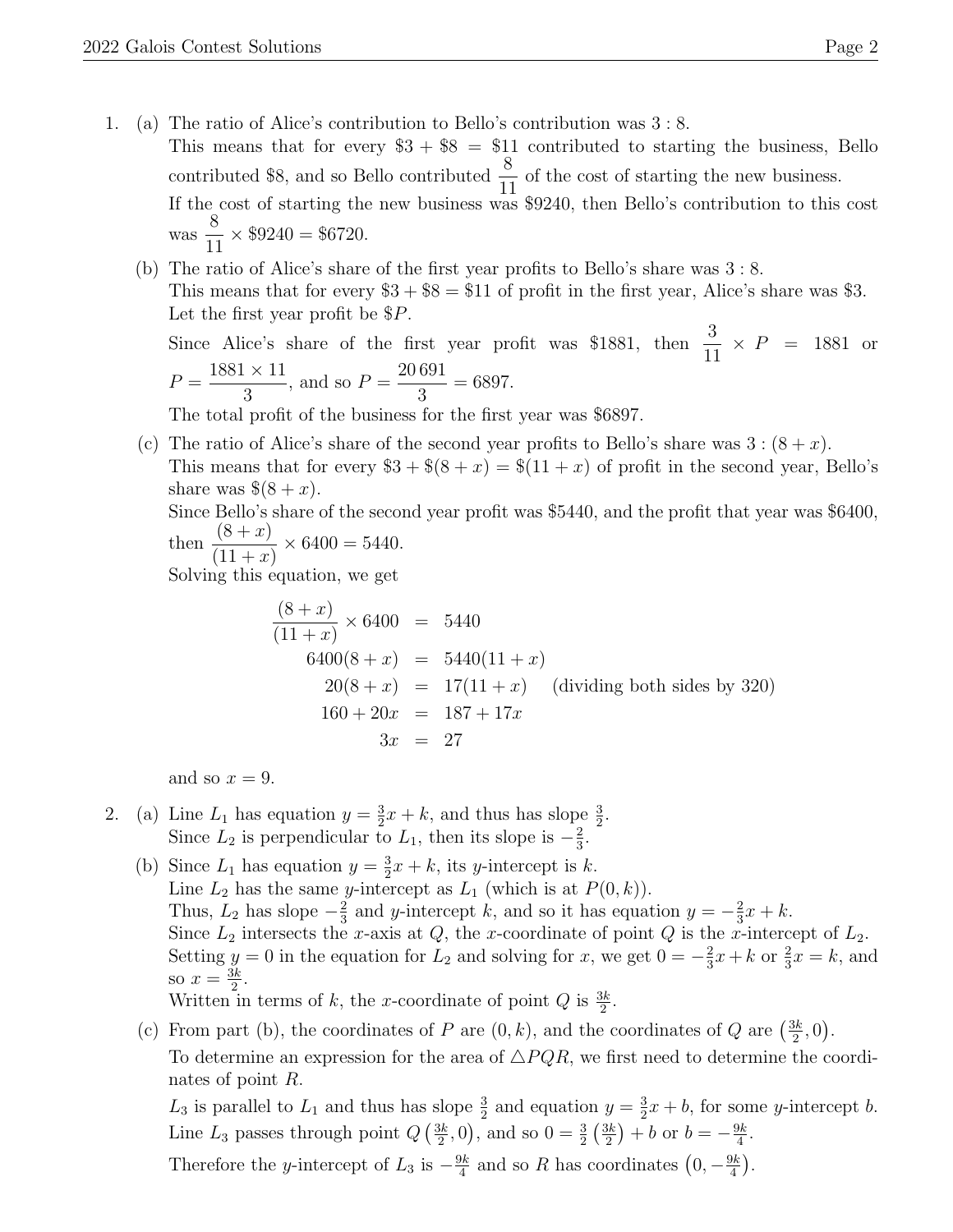1. (a) The ratio of Alice's contribution to Bello's contribution was 3 : 8.
   This means that for every \$3 + \$8 = \$11 contributed to starting the business, Bello contributed \$8, and so Bello contributed $\frac{8}{11}$ of the cost of starting the new business.
   If the cost of starting the new business was \$9240, then Bello's contribution to this cost was $\frac{8}{11} \times \$9240 = \$6720$.

   (b) The ratio of Alice's share of the first year profits to Bello's share was 3 : 8.
   This means that for every \$3 + \$8 = \$11 of profit in the first year, Alice's share was \$3.
   Let the first year profit be \$$P$.
   Since Alice's share of the first year profit was \$1881, then $\frac{3}{11} \times P = 1881$ or $P = \frac{1881 \times 11}{3}$, and so $P = \frac{20\,691}{3} = 6897$.
   The total profit of the business for the first year was \$6897.

   (c) The ratio of Alice's share of the second year profits to Bello's share was $3 : (8 + x)$.
   This means that for every $\$3 + \$(8 + x) = \$(11 + x)$ of profit in the second year, Bello's share was $\$(8 + x)$.
   Since Bello's share of the second year profit was \$5440, and the profit that year was \$6400, then $\frac{(8+x)}{(11+x)} \times 6400 = 5440$.
   Solving this equation, we get

$$
\begin{aligned}
\frac{(8+x)}{(11+x)} \times 6400 &= 5440 \\
6400(8+x) &= 5440(11+x) \\
20(8+x) &= 17(11+x) \quad \text{(dividing both sides by 320)} \\
160 + 20x &= 187 + 17x \\
3x &= 27
\end{aligned}
$$

   and so $x = 9$.

2. (a) Line $L_1$ has equation $y = \frac{3}{2}x + k$, and thus has slope $\frac{3}{2}$.
   Since $L_2$ is perpendicular to $L_1$, then its slope is $-\frac{2}{3}$.

   (b) Since $L_1$ has equation $y = \frac{3}{2}x + k$, its $y$-intercept is $k$.
   Line $L_2$ has the same $y$-intercept as $L_1$ (which is at $P(0, k)$).
   Thus, $L_2$ has slope $-\frac{2}{3}$ and $y$-intercept $k$, and so it has equation $y = -\frac{2}{3}x + k$.
   Since $L_2$ intersects the $x$-axis at $Q$, the $x$-coordinate of point $Q$ is the $x$-intercept of $L_2$.
   Setting $y = 0$ in the equation for $L_2$ and solving for $x$, we get $0 = -\frac{2}{3}x + k$ or $\frac{2}{3}x = k$, and so $x = \frac{3k}{2}$.
   Written in terms of $k$, the $x$-coordinate of point $Q$ is $\frac{3k}{2}$.

   (c) From part (b), the coordinates of $P$ are $(0, k)$, and the coordinates of $Q$ are $\left(\frac{3k}{2}, 0\right)$.
   To determine an expression for the area of $\triangle PQR$, we first need to determine the coordinates of point $R$.
   $L_3$ is parallel to $L_1$ and thus has slope $\frac{3}{2}$ and equation $y = \frac{3}{2}x + b$, for some $y$-intercept $b$.
   Line $L_3$ passes through point $Q\left(\frac{3k}{2}, 0\right)$, and so $0 = \frac{3}{2}\left(\frac{3k}{2}\right) + b$ or $b = -\frac{9k}{4}$.
   Therefore the $y$-intercept of $L_3$ is $-\frac{9k}{4}$ and so $R$ has coordinates $\left(0, -\frac{9k}{4}\right)$.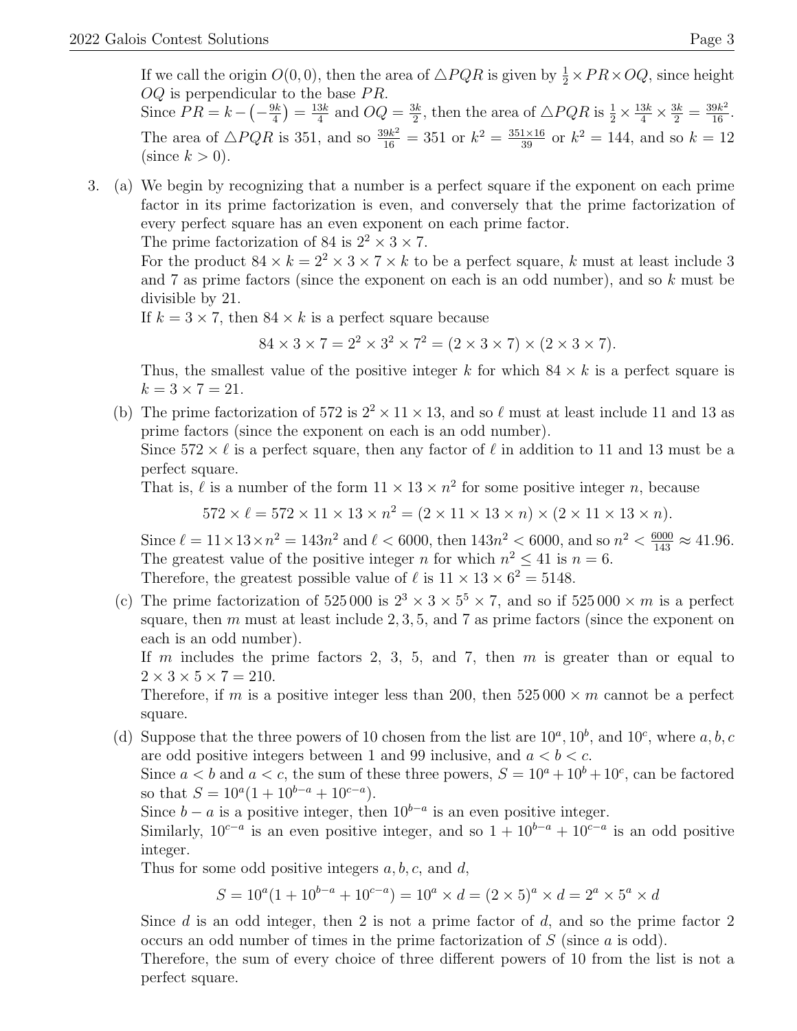If we call the origin $O(0,0)$, then the area of $\triangle PQR$ is given by $\frac{1}{2} \times PR \times OQ$, since height $OQ$ is perpendicular to the base $PR$.
Since $PR = k - \left(-\frac{9k}{4}\right) = \frac{13k}{4}$ and $OQ = \frac{3k}{2}$, then the area of $\triangle PQR$ is $\frac{1}{2} \times \frac{13k}{4} \times \frac{3k}{2} = \frac{39k^2}{16}$.
The area of $\triangle PQR$ is 351, and so $\frac{39k^2}{16} = 351$ or $k^2 = \frac{351 \times 16}{39}$ or $k^2 = 144$, and so $k = 12$ (since $k > 0$).

3. (a) We begin by recognizing that a number is a perfect square if the exponent on each prime factor in its prime factorization is even, and conversely that the prime factorization of every perfect square has an even exponent on each prime factor.
The prime factorization of 84 is $2^2 \times 3 \times 7$.
For the product $84 \times k = 2^2 \times 3 \times 7 \times k$ to be a perfect square, $k$ must at least include 3 and 7 as prime factors (since the exponent on each is an odd number), and so $k$ must be divisible by 21.
If $k = 3 \times 7$, then $84 \times k$ is a perfect square because

$$84 \times 3 \times 7 = 2^2 \times 3^2 \times 7^2 = (2 \times 3 \times 7) \times (2 \times 3 \times 7).$$

Thus, the smallest value of the positive integer $k$ for which $84 \times k$ is a perfect square is $k = 3 \times 7 = 21$.

(b) The prime factorization of 572 is $2^2 \times 11 \times 13$, and so $\ell$ must at least include 11 and 13 as prime factors (since the exponent on each is an odd number).
Since $572 \times \ell$ is a perfect square, then any factor of $\ell$ in addition to 11 and 13 must be a perfect square.
That is, $\ell$ is a number of the form $11 \times 13 \times n^2$ for some positive integer $n$, because

$$572 \times \ell = 572 \times 11 \times 13 \times n^2 = (2 \times 11 \times 13 \times n) \times (2 \times 11 \times 13 \times n).$$

Since $\ell = 11 \times 13 \times n^2 = 143n^2$ and $\ell < 6000$, then $143n^2 < 6000$, and so $n^2 < \frac{6000}{143} \approx 41.96$.
The greatest value of the positive integer $n$ for which $n^2 \leq 41$ is $n = 6$.
Therefore, the greatest possible value of $\ell$ is $11 \times 13 \times 6^2 = 5148$.

(c) The prime factorization of 525 000 is $2^3 \times 3 \times 5^5 \times 7$, and so if $525\,000 \times m$ is a perfect square, then $m$ must at least include $2, 3, 5$, and 7 as prime factors (since the exponent on each is an odd number).
If $m$ includes the prime factors 2, 3, 5, and 7, then $m$ is greater than or equal to $2 \times 3 \times 5 \times 7 = 210$.
Therefore, if $m$ is a positive integer less than 200, then $525\,000 \times m$ cannot be a perfect square.

(d) Suppose that the three powers of 10 chosen from the list are $10^a$, $10^b$, and $10^c$, where $a, b, c$ are odd positive integers between 1 and 99 inclusive, and $a < b < c$.
Since $a < b$ and $a < c$, the sum of these three powers, $S = 10^a + 10^b + 10^c$, can be factored so that $S = 10^a(1 + 10^{b-a} + 10^{c-a})$.
Since $b - a$ is a positive integer, then $10^{b-a}$ is an even positive integer.
Similarly, $10^{c-a}$ is an even positive integer, and so $1 + 10^{b-a} + 10^{c-a}$ is an odd positive integer.
Thus for some odd positive integers $a, b, c$, and $d$,

$$S = 10^a(1 + 10^{b-a} + 10^{c-a}) = 10^a \times d = (2 \times 5)^a \times d = 2^a \times 5^a \times d$$

Since $d$ is an odd integer, then 2 is not a prime factor of $d$, and so the prime factor 2 occurs an odd number of times in the prime factorization of $S$ (since $a$ is odd).
Therefore, the sum of every choice of three different powers of 10 from the list is not a perfect square.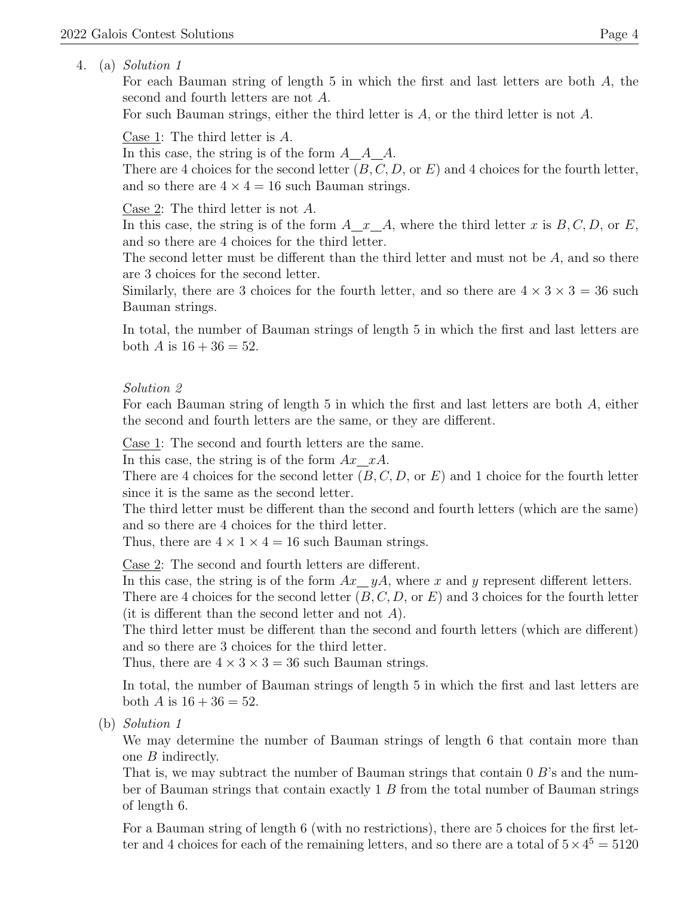4. (a) *Solution 1*

For each Bauman string of length 5 in which the first and last letters are both $A$, the second and fourth letters are not $A$.

For such Bauman strings, either the third letter is $A$, or the third letter is not $A$.

Case 1: The third letter is $A$.

In this case, the string is of the form $A\_\_A\_\_A$.

There are 4 choices for the second letter ($B, C, D$, or $E$) and 4 choices for the fourth letter, and so there are $4 \times 4 = 16$ such Bauman strings.

Case 2: The third letter is not $A$.

In this case, the string is of the form $A\_\_x\_\_A$, where the third letter $x$ is $B, C, D$, or $E$, and so there are 4 choices for the third letter.

The second letter must be different than the third letter and must not be $A$, and so there are 3 choices for the second letter.

Similarly, there are 3 choices for the fourth letter, and so there are $4 \times 3 \times 3 = 36$ such Bauman strings.

In total, the number of Bauman strings of length 5 in which the first and last letters are both $A$ is $16 + 36 = 52$.

*Solution 2*

For each Bauman string of length 5 in which the first and last letters are both $A$, either the second and fourth letters are the same, or they are different.

Case 1: The second and fourth letters are the same.

In this case, the string is of the form $Ax\_\_xA$.

There are 4 choices for the second letter ($B, C, D$, or $E$) and 1 choice for the fourth letter since it is the same as the second letter.

The third letter must be different than the second and fourth letters (which are the same) and so there are 4 choices for the third letter.

Thus, there are $4 \times 1 \times 4 = 16$ such Bauman strings.

Case 2: The second and fourth letters are different.

In this case, the string is of the form $Ax\_\_yA$, where $x$ and $y$ represent different letters.

There are 4 choices for the second letter ($B, C, D$, or $E$) and 3 choices for the fourth letter (it is different than the second letter and not $A$).

The third letter must be different than the second and fourth letters (which are different) and so there are 3 choices for the third letter.

Thus, there are $4 \times 3 \times 3 = 36$ such Bauman strings.

In total, the number of Bauman strings of length 5 in which the first and last letters are both $A$ is $16 + 36 = 52$.

(b) *Solution 1*

We may determine the number of Bauman strings of length 6 that contain more than one $B$ indirectly.

That is, we may subtract the number of Bauman strings that contain 0 $B$'s and the number of Bauman strings that contain exactly 1 $B$ from the total number of Bauman strings of length 6.

For a Bauman string of length 6 (with no restrictions), there are 5 choices for the first letter and 4 choices for each of the remaining letters, and so there are a total of $5 \times 4^5 = 5120$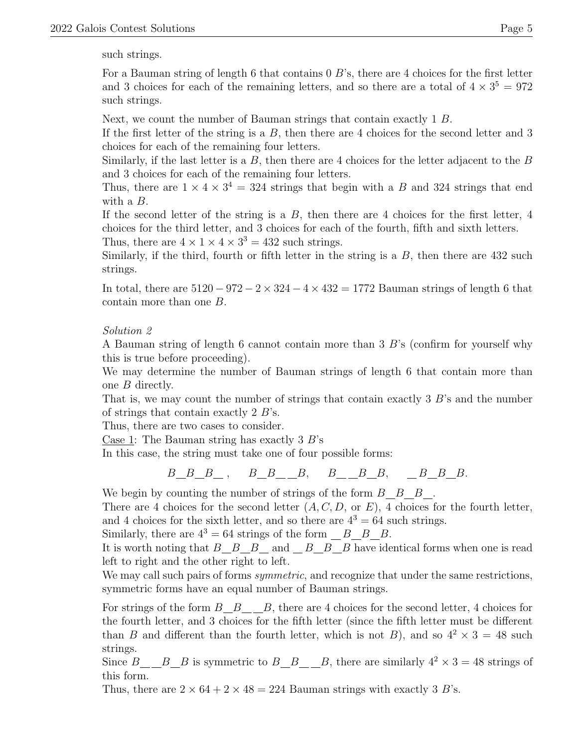such strings.

For a Bauman string of length 6 that contains 0 $B$'s, there are 4 choices for the first letter and 3 choices for each of the remaining letters, and so there are a total of $4 \times 3^5 = 972$ such strings.

Next, we count the number of Bauman strings that contain exactly 1 $B$.
If the first letter of the string is a $B$, then there are 4 choices for the second letter and 3 choices for each of the remaining four letters.
Similarly, if the last letter is a $B$, then there are 4 choices for the letter adjacent to the $B$ and 3 choices for each of the remaining four letters.
Thus, there are $1 \times 4 \times 3^4 = 324$ strings that begin with a $B$ and 324 strings that end with a $B$.
If the second letter of the string is a $B$, then there are 4 choices for the first letter, 4 choices for the third letter, and 3 choices for each of the fourth, fifth and sixth letters.
Thus, there are $4 \times 1 \times 4 \times 3^3 = 432$ such strings.
Similarly, if the third, fourth or fifth letter in the string is a $B$, then there are 432 such strings.

In total, there are $5120 - 972 - 2 \times 324 - 4 \times 432 = 1772$ Bauman strings of length 6 that contain more than one $B$.

*Solution 2*
A Bauman string of length 6 cannot contain more than 3 $B$'s (confirm for yourself why this is true before proceeding).
We may determine the number of Bauman strings of length 6 that contain more than one $B$ directly.
That is, we may count the number of strings that contain exactly 3 $B$'s and the number of strings that contain exactly 2 $B$'s.
Thus, there are two cases to consider.
Case 1: The Bauman string has exactly 3 $B$'s
In this case, the string must take one of four possible forms:

$$B\_B\_B\_\,,\quad B\_B\_\_B,\quad B\_\_B\_B,\quad \_B\_B\_B.$$

We begin by counting the number of strings of the form $B\_B\_B\_$.
There are 4 choices for the second letter ($A, C, D$, or $E$), 4 choices for the fourth letter, and 4 choices for the sixth letter, and so there are $4^3 = 64$ such strings.
Similarly, there are $4^3 = 64$ strings of the form $\_B\_B\_B$.
It is worth noting that $B\_B\_B\_$ and $\_B\_B\_B$ have identical forms when one is read left to right and the other right to left.
We may call such pairs of forms *symmetric*, and recognize that under the same restrictions, symmetric forms have an equal number of Bauman strings.

For strings of the form $B\_B\_\_B$, there are 4 choices for the second letter, 4 choices for the fourth letter, and 3 choices for the fifth letter (since the fifth letter must be different than $B$ and different than the fourth letter, which is not $B$), and so $4^2 \times 3 = 48$ such strings.
Since $B\_\_B\_B$ is symmetric to $B\_B\_\_B$, there are similarly $4^2 \times 3 = 48$ strings of this form.
Thus, there are $2 \times 64 + 2 \times 48 = 224$ Bauman strings with exactly 3 $B$'s.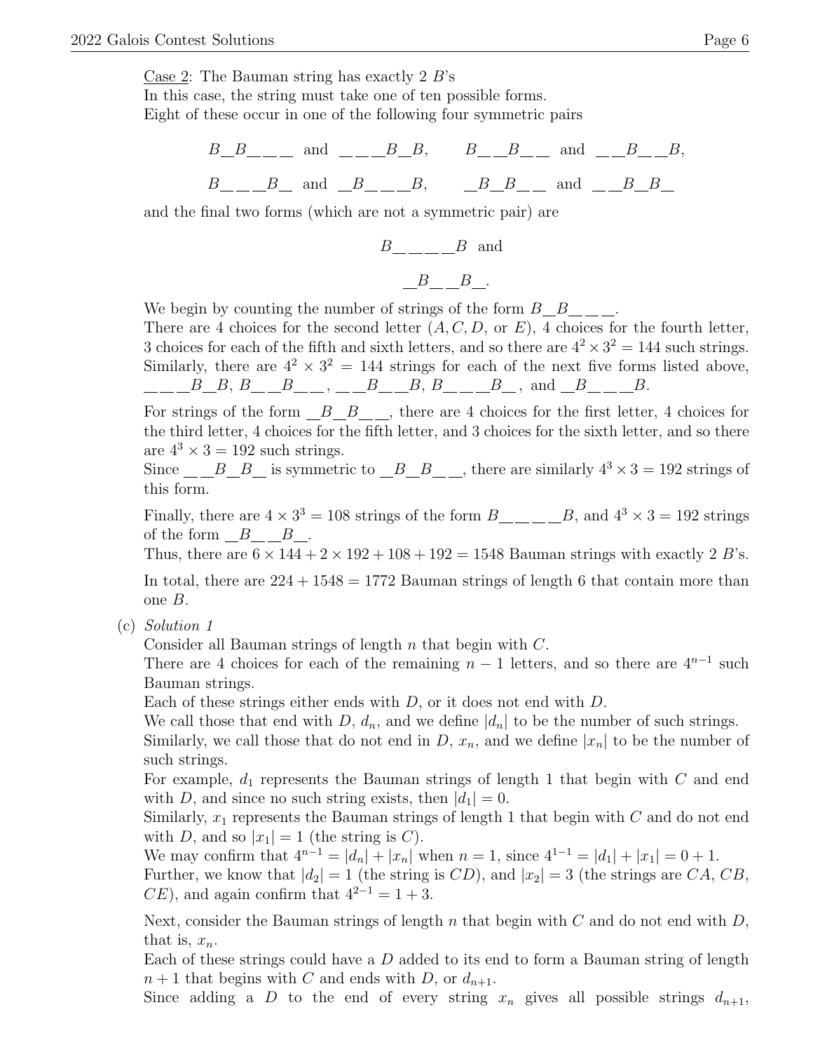Case 2: The Bauman string has exactly 2 $B$'s

In this case, the string must take one of ten possible forms.

Eight of these occur in one of the following four symmetric pairs

$$B\_B\_\_\_\_ \text{ and } \_\_\_\_B\_B, \qquad B\_\_B\_\_ \text{ and } \_\_B\_\_B,$$

$$B\_\_\_B\_ \text{ and } \_B\_\_\_B, \qquad \_B\_B\_\_ \text{ and } \_\_B\_B\_$$

and the final two forms (which are not a symmetric pair) are

$$B\_\_\_\_B \text{ and}$$

$$\_B\_\_B\_.$$

We begin by counting the number of strings of the form $B\_B\_\_\_$.

There are 4 choices for the second letter ($A, C, D$, or $E$), 4 choices for the fourth letter, 3 choices for each of the fifth and sixth letters, and so there are $4^2 \times 3^2 = 144$ such strings.

Similarly, there are $4^2 \times 3^2 = 144$ strings for each of the next five forms listed above, $\_\_\_B\_B$, $B\_\_B\_\_$, $\_\_B\_\_B$, $B\_\_\_B\_$, and $\_B\_\_\_B$.

For strings of the form $\_B\_B\_\_$, there are 4 choices for the first letter, 4 choices for the third letter, 4 choices for the fifth letter, and 3 choices for the sixth letter, and so there are $4^3 \times 3 = 192$ such strings.

Since $\_\_B\_B\_$ is symmetric to $\_B\_B\_\_$, there are similarly $4^3 \times 3 = 192$ strings of this form.

Finally, there are $4 \times 3^3 = 108$ strings of the form $B\_\_\_\_B$, and $4^3 \times 3 = 192$ strings of the form $\_B\_\_B\_$.

Thus, there are $6 \times 144 + 2 \times 192 + 108 + 192 = 1548$ Bauman strings with exactly 2 $B$'s.

In total, there are $224 + 1548 = 1772$ Bauman strings of length 6 that contain more than one $B$.

(c) *Solution 1*

Consider all Bauman strings of length $n$ that begin with $C$.

There are 4 choices for each of the remaining $n - 1$ letters, and so there are $4^{n-1}$ such Bauman strings.

Each of these strings either ends with $D$, or it does not end with $D$.

We call those that end with $D$, $d_n$, and we define $|d_n|$ to be the number of such strings.

Similarly, we call those that do not end in $D$, $x_n$, and we define $|x_n|$ to be the number of such strings.

For example, $d_1$ represents the Bauman strings of length 1 that begin with $C$ and end with $D$, and since no such string exists, then $|d_1| = 0$.

Similarly, $x_1$ represents the Bauman strings of length 1 that begin with $C$ and do not end with $D$, and so $|x_1| = 1$ (the string is $C$).

We may confirm that $4^{n-1} = |d_n| + |x_n|$ when $n = 1$, since $4^{1-1} = |d_1| + |x_1| = 0 + 1$.

Further, we know that $|d_2| = 1$ (the string is $CD$), and $|x_2| = 3$ (the strings are $CA$, $CB$, $CE$), and again confirm that $4^{2-1} = 1 + 3$.

Next, consider the Bauman strings of length $n$ that begin with $C$ and do not end with $D$, that is, $x_n$.

Each of these strings could have a $D$ added to its end to form a Bauman string of length $n + 1$ that begins with $C$ and ends with $D$, or $d_{n+1}$.

Since adding a $D$ to the end of every string $x_n$ gives all possible strings $d_{n+1}$,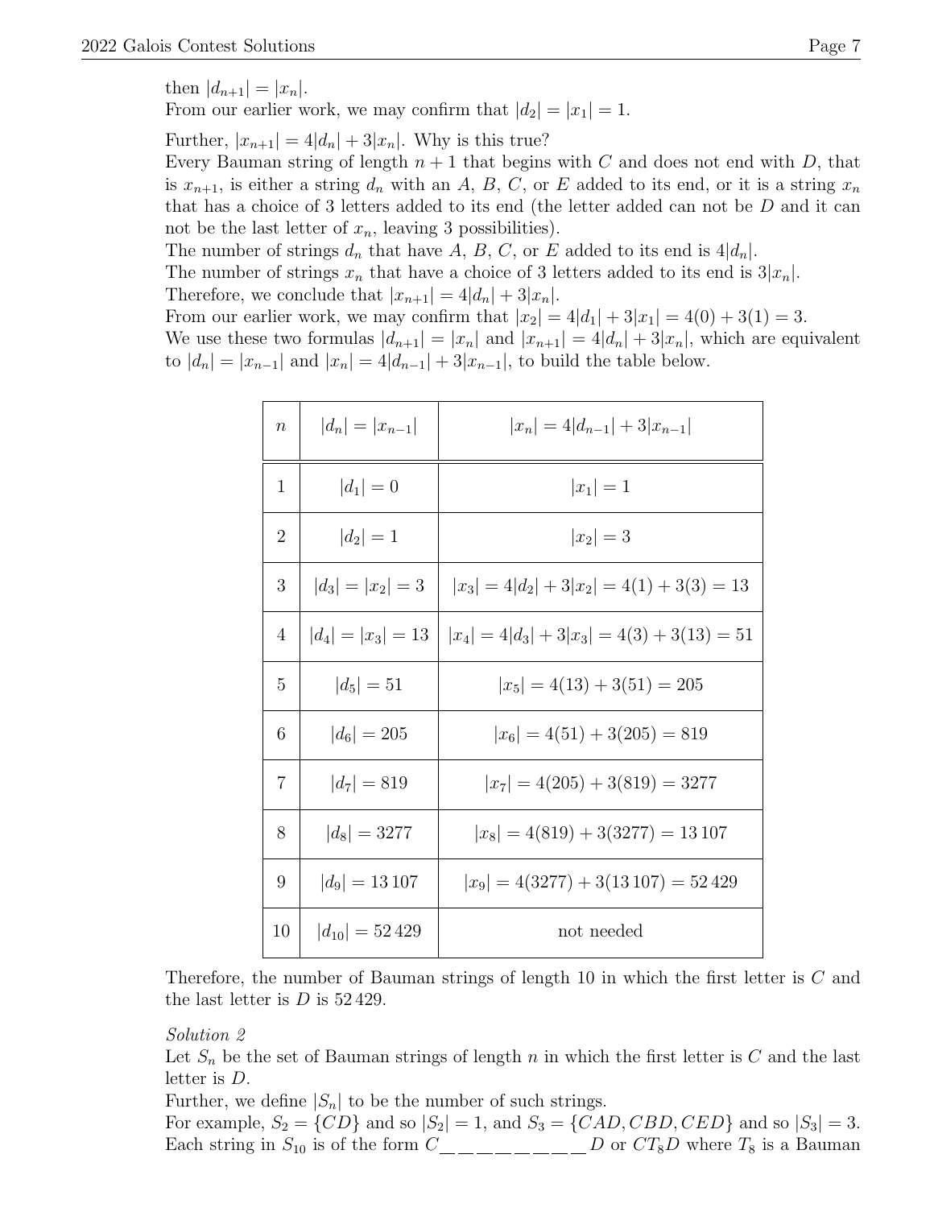then $|d_{n+1}| = |x_n|$.
From our earlier work, we may confirm that $|d_2| = |x_1| = 1$.

Further, $|x_{n+1}| = 4|d_n| + 3|x_n|$. Why is this true?
Every Bauman string of length $n+1$ that begins with $C$ and does not end with $D$, that is $x_{n+1}$, is either a string $d_n$ with an $A$, $B$, $C$, or $E$ added to its end, or it is a string $x_n$ that has a choice of 3 letters added to its end (the letter added can not be $D$ and it can not be the last letter of $x_n$, leaving 3 possibilities).
The number of strings $d_n$ that have $A$, $B$, $C$, or $E$ added to its end is $4|d_n|$.
The number of strings $x_n$ that have a choice of 3 letters added to its end is $3|x_n|$.
Therefore, we conclude that $|x_{n+1}| = 4|d_n| + 3|x_n|$.
From our earlier work, we may confirm that $|x_2| = 4|d_1| + 3|x_1| = 4(0) + 3(1) = 3$.
We use these two formulas $|d_{n+1}| = |x_n|$ and $|x_{n+1}| = 4|d_n| + 3|x_n|$, which are equivalent to $|d_n| = |x_{n-1}|$ and $|x_n| = 4|d_{n-1}| + 3|x_{n-1}|$, to build the table below.

| $n$ | $\lvert d_n\rvert = \lvert x_{n-1}\rvert$ | $\lvert x_n\rvert = 4\lvert d_{n-1}\rvert + 3\lvert x_{n-1}\rvert$ |
|---|---|---|
| 1 | $\lvert d_1\rvert = 0$ | $\lvert x_1\rvert = 1$ |
| 2 | $\lvert d_2\rvert = 1$ | $\lvert x_2\rvert = 3$ |
| 3 | $\lvert d_3\rvert = \lvert x_2\rvert = 3$ | $\lvert x_3\rvert = 4\lvert d_2\rvert + 3\lvert x_2\rvert = 4(1) + 3(3) = 13$ |
| 4 | $\lvert d_4\rvert = \lvert x_3\rvert = 13$ | $\lvert x_4\rvert = 4\lvert d_3\rvert + 3\lvert x_3\rvert = 4(3) + 3(13) = 51$ |
| 5 | $\lvert d_5\rvert = 51$ | $\lvert x_5\rvert = 4(13) + 3(51) = 205$ |
| 6 | $\lvert d_6\rvert = 205$ | $\lvert x_6\rvert = 4(51) + 3(205) = 819$ |
| 7 | $\lvert d_7\rvert = 819$ | $\lvert x_7\rvert = 4(205) + 3(819) = 3277$ |
| 8 | $\lvert d_8\rvert = 3277$ | $\lvert x_8\rvert = 4(819) + 3(3277) = 13\,107$ |
| 9 | $\lvert d_9\rvert = 13\,107$ | $\lvert x_9\rvert = 4(3277) + 3(13\,107) = 52\,429$ |
| 10 | $\lvert d_{10}\rvert = 52\,429$ | not needed |

Therefore, the number of Bauman strings of length 10 in which the first letter is $C$ and the last letter is $D$ is 52 429.

*Solution 2*
Let $S_n$ be the set of Bauman strings of length $n$ in which the first letter is $C$ and the last letter is $D$.
Further, we define $|S_n|$ to be the number of such strings.
For example, $S_2 = \{CD\}$ and so $|S_2| = 1$, and $S_3 = \{CAD, CBD, CED\}$ and so $|S_3| = 3$.
Each string in $S_{10}$ is of the form $C\_\_\_\_\_\_\_\_D$ or $CT_8D$ where $T_8$ is a Bauman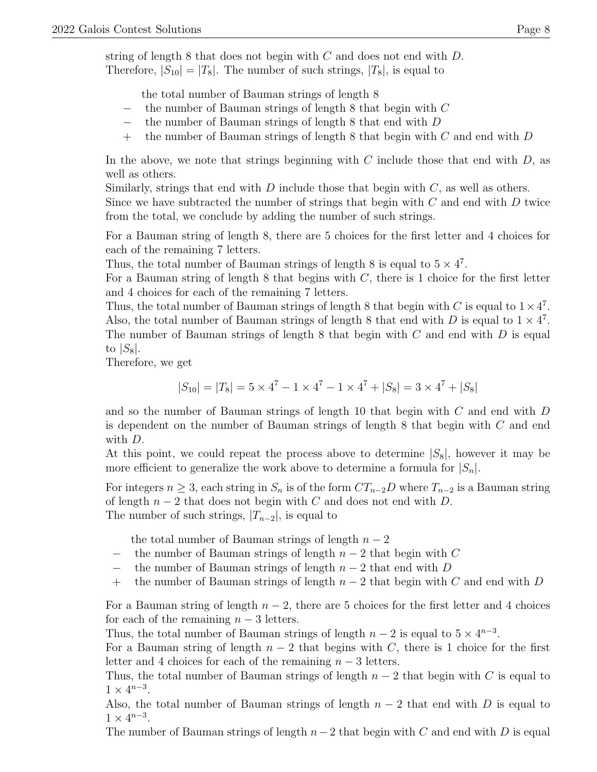string of length 8 that does not begin with $C$ and does not end with $D$.
Therefore, $|S_{10}| = |T_8|$. The number of such strings, $|T_8|$, is equal to

the total number of Bauman strings of length 8
$-$ the number of Bauman strings of length 8 that begin with $C$
$-$ the number of Bauman strings of length 8 that end with $D$
$+$ the number of Bauman strings of length 8 that begin with $C$ and end with $D$

In the above, we note that strings beginning with $C$ include those that end with $D$, as well as others.
Similarly, strings that end with $D$ include those that begin with $C$, as well as others.
Since we have subtracted the number of strings that begin with $C$ and end with $D$ twice from the total, we conclude by adding the number of such strings.

For a Bauman string of length 8, there are 5 choices for the first letter and 4 choices for each of the remaining 7 letters.
Thus, the total number of Bauman strings of length 8 is equal to $5 \times 4^7$.
For a Bauman string of length 8 that begins with $C$, there is 1 choice for the first letter and 4 choices for each of the remaining 7 letters.
Thus, the total number of Bauman strings of length 8 that begin with $C$ is equal to $1 \times 4^7$.
Also, the total number of Bauman strings of length 8 that end with $D$ is equal to $1 \times 4^7$.
The number of Bauman strings of length 8 that begin with $C$ and end with $D$ is equal to $|S_8|$.
Therefore, we get

$$|S_{10}| = |T_8| = 5 \times 4^7 - 1 \times 4^7 - 1 \times 4^7 + |S_8| = 3 \times 4^7 + |S_8|$$

and so the number of Bauman strings of length 10 that begin with $C$ and end with $D$ is dependent on the number of Bauman strings of length 8 that begin with $C$ and end with $D$.
At this point, we could repeat the process above to determine $|S_8|$, however it may be more efficient to generalize the work above to determine a formula for $|S_n|$.

For integers $n \geq 3$, each string in $S_n$ is of the form $CT_{n-2}D$ where $T_{n-2}$ is a Bauman string of length $n-2$ that does not begin with $C$ and does not end with $D$.
The number of such strings, $|T_{n-2}|$, is equal to

the total number of Bauman strings of length $n-2$
$-$ the number of Bauman strings of length $n-2$ that begin with $C$
$-$ the number of Bauman strings of length $n-2$ that end with $D$
$+$ the number of Bauman strings of length $n-2$ that begin with $C$ and end with $D$

For a Bauman string of length $n-2$, there are 5 choices for the first letter and 4 choices for each of the remaining $n-3$ letters.
Thus, the total number of Bauman strings of length $n-2$ is equal to $5 \times 4^{n-3}$.
For a Bauman string of length $n-2$ that begins with $C$, there is 1 choice for the first letter and 4 choices for each of the remaining $n-3$ letters.
Thus, the total number of Bauman strings of length $n-2$ that begin with $C$ is equal to $1 \times 4^{n-3}$.
Also, the total number of Bauman strings of length $n-2$ that end with $D$ is equal to $1 \times 4^{n-3}$.
The number of Bauman strings of length $n-2$ that begin with $C$ and end with $D$ is equal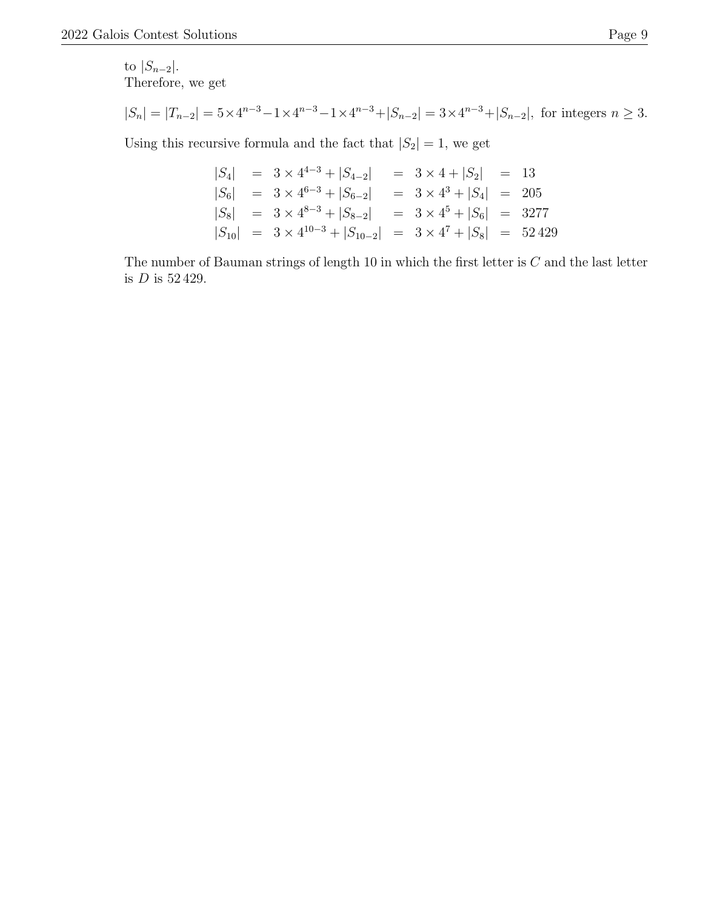to $|S_{n-2}|$.
Therefore, we get

$$|S_n| = |T_{n-2}| = 5\times 4^{n-3} - 1\times 4^{n-3} - 1\times 4^{n-3} + |S_{n-2}| = 3\times 4^{n-3} + |S_{n-2}|, \text{ for integers } n \geq 3.$$

Using this recursive formula and the fact that $|S_2| = 1$, we get

$$\begin{aligned}
|S_4| &= 3\times 4^{4-3} + |S_{4-2}| &= 3\times 4 + |S_2| &= 13 \\
|S_6| &= 3\times 4^{6-3} + |S_{6-2}| &= 3\times 4^3 + |S_4| &= 205 \\
|S_8| &= 3\times 4^{8-3} + |S_{8-2}| &= 3\times 4^5 + |S_6| &= 3277 \\
|S_{10}| &= 3\times 4^{10-3} + |S_{10-2}| &= 3\times 4^7 + |S_8| &= 52\,429
\end{aligned}$$

The number of Bauman strings of length 10 in which the first letter is $C$ and the last letter is $D$ is $52\,429$.